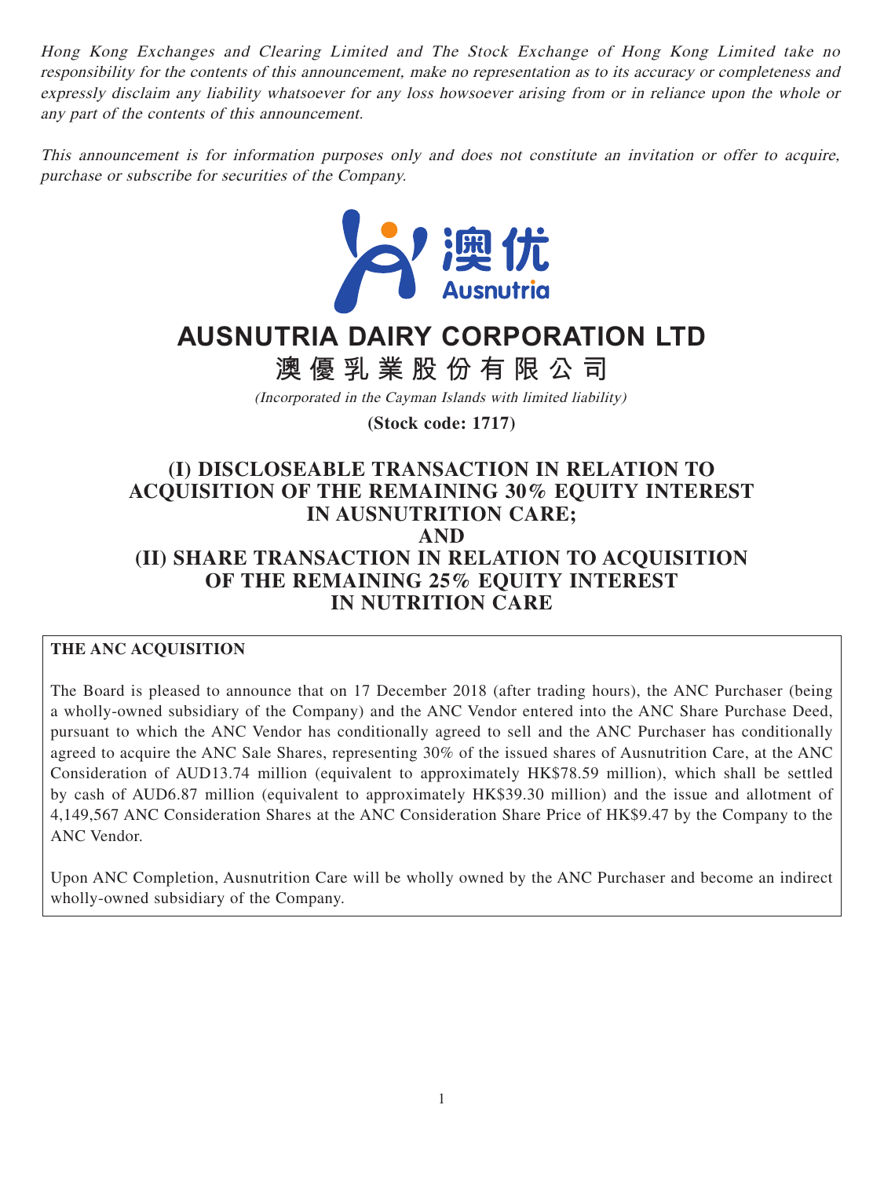*Hong Kong Exchanges and Clearing Limited and The Stock Exchange of Hong Kong Limited take no responsibility for the contents of this announcement, make no representation as to its accuracy or completeness and expressly disclaim any liability whatsoever for any loss howsoever arising from or in reliance upon the whole or any part of the contents of this announcement.*

*This announcement is for information purposes only and does not constitute an invitation or offer to acquire, purchase or subscribe for securities of the Company.*

澳优
Ausnutria

# AUSNUTRIA DAIRY CORPORATION LTD

# 澳優乳業股份有限公司

*(Incorporated in the Cayman Islands with limited liability)*

**(Stock code: 1717)**

# (I) DISCLOSEABLE TRANSACTION IN RELATION TO ACQUISITION OF THE REMAINING 30% EQUITY INTEREST IN AUSNUTRITION CARE; AND (II) SHARE TRANSACTION IN RELATION TO ACQUISITION OF THE REMAINING 25% EQUITY INTEREST IN NUTRITION CARE

**THE ANC ACQUISITION**

The Board is pleased to announce that on 17 December 2018 (after trading hours), the ANC Purchaser (being a wholly-owned subsidiary of the Company) and the ANC Vendor entered into the ANC Share Purchase Deed, pursuant to which the ANC Vendor has conditionally agreed to sell and the ANC Purchaser has conditionally agreed to acquire the ANC Sale Shares, representing 30% of the issued shares of Ausnutrition Care, at the ANC Consideration of AUD13.74 million (equivalent to approximately HK$78.59 million), which shall be settled by cash of AUD6.87 million (equivalent to approximately HK$39.30 million) and the issue and allotment of 4,149,567 ANC Consideration Shares at the ANC Consideration Share Price of HK$9.47 by the Company to the ANC Vendor.

Upon ANC Completion, Ausnutrition Care will be wholly owned by the ANC Purchaser and become an indirect wholly-owned subsidiary of the Company.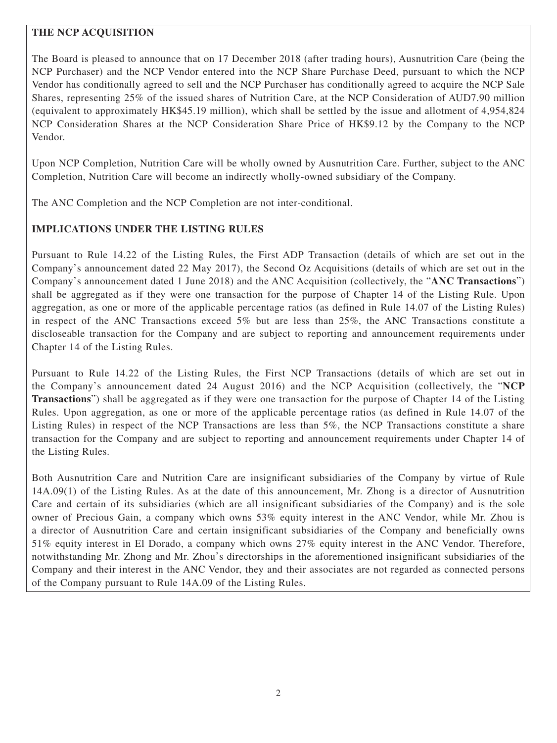## THE NCP ACQUISITION

The Board is pleased to announce that on 17 December 2018 (after trading hours), Ausnutrition Care (being the NCP Purchaser) and the NCP Vendor entered into the NCP Share Purchase Deed, pursuant to which the NCP Vendor has conditionally agreed to sell and the NCP Purchaser has conditionally agreed to acquire the NCP Sale Shares, representing 25% of the issued shares of Nutrition Care, at the NCP Consideration of AUD7.90 million (equivalent to approximately HK$45.19 million), which shall be settled by the issue and allotment of 4,954,824 NCP Consideration Shares at the NCP Consideration Share Price of HK$9.12 by the Company to the NCP Vendor.

Upon NCP Completion, Nutrition Care will be wholly owned by Ausnutrition Care. Further, subject to the ANC Completion, Nutrition Care will become an indirectly wholly-owned subsidiary of the Company.

The ANC Completion and the NCP Completion are not inter-conditional.

## IMPLICATIONS UNDER THE LISTING RULES

Pursuant to Rule 14.22 of the Listing Rules, the First ADP Transaction (details of which are set out in the Company's announcement dated 22 May 2017), the Second Oz Acquisitions (details of which are set out in the Company's announcement dated 1 June 2018) and the ANC Acquisition (collectively, the "**ANC Transactions**") shall be aggregated as if they were one transaction for the purpose of Chapter 14 of the Listing Rule. Upon aggregation, as one or more of the applicable percentage ratios (as defined in Rule 14.07 of the Listing Rules) in respect of the ANC Transactions exceed 5% but are less than 25%, the ANC Transactions constitute a discloseable transaction for the Company and are subject to reporting and announcement requirements under Chapter 14 of the Listing Rules.

Pursuant to Rule 14.22 of the Listing Rules, the First NCP Transactions (details of which are set out in the Company's announcement dated 24 August 2016) and the NCP Acquisition (collectively, the "**NCP Transactions**") shall be aggregated as if they were one transaction for the purpose of Chapter 14 of the Listing Rules. Upon aggregation, as one or more of the applicable percentage ratios (as defined in Rule 14.07 of the Listing Rules) in respect of the NCP Transactions are less than 5%, the NCP Transactions constitute a share transaction for the Company and are subject to reporting and announcement requirements under Chapter 14 of the Listing Rules.

Both Ausnutrition Care and Nutrition Care are insignificant subsidiaries of the Company by virtue of Rule 14A.09(1) of the Listing Rules. As at the date of this announcement, Mr. Zhong is a director of Ausnutrition Care and certain of its subsidiaries (which are all insignificant subsidiaries of the Company) and is the sole owner of Precious Gain, a company which owns 53% equity interest in the ANC Vendor, while Mr. Zhou is a director of Ausnutrition Care and certain insignificant subsidiaries of the Company and beneficially owns 51% equity interest in El Dorado, a company which owns 27% equity interest in the ANC Vendor. Therefore, notwithstanding Mr. Zhong and Mr. Zhou's directorships in the aforementioned insignificant subsidiaries of the Company and their interest in the ANC Vendor, they and their associates are not regarded as connected persons of the Company pursuant to Rule 14A.09 of the Listing Rules.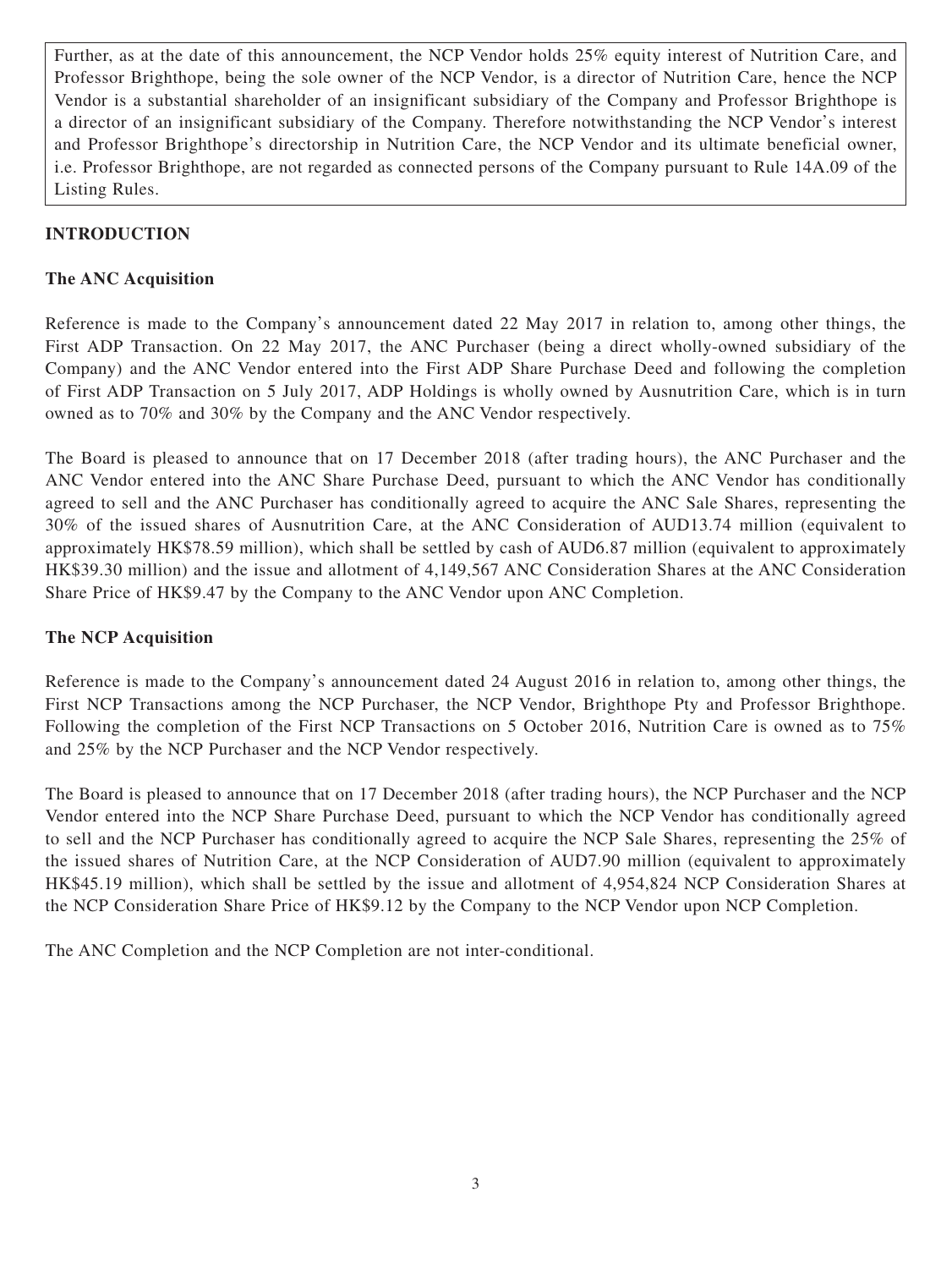Further, as at the date of this announcement, the NCP Vendor holds 25% equity interest of Nutrition Care, and Professor Brighthope, being the sole owner of the NCP Vendor, is a director of Nutrition Care, hence the NCP Vendor is a substantial shareholder of an insignificant subsidiary of the Company and Professor Brighthope is a director of an insignificant subsidiary of the Company. Therefore notwithstanding the NCP Vendor's interest and Professor Brighthope's directorship in Nutrition Care, the NCP Vendor and its ultimate beneficial owner, i.e. Professor Brighthope, are not regarded as connected persons of the Company pursuant to Rule 14A.09 of the Listing Rules.

## INTRODUCTION

### The ANC Acquisition

Reference is made to the Company's announcement dated 22 May 2017 in relation to, among other things, the First ADP Transaction. On 22 May 2017, the ANC Purchaser (being a direct wholly-owned subsidiary of the Company) and the ANC Vendor entered into the First ADP Share Purchase Deed and following the completion of First ADP Transaction on 5 July 2017, ADP Holdings is wholly owned by Ausnutrition Care, which is in turn owned as to 70% and 30% by the Company and the ANC Vendor respectively.

The Board is pleased to announce that on 17 December 2018 (after trading hours), the ANC Purchaser and the ANC Vendor entered into the ANC Share Purchase Deed, pursuant to which the ANC Vendor has conditionally agreed to sell and the ANC Purchaser has conditionally agreed to acquire the ANC Sale Shares, representing the 30% of the issued shares of Ausnutrition Care, at the ANC Consideration of AUD13.74 million (equivalent to approximately HK$78.59 million), which shall be settled by cash of AUD6.87 million (equivalent to approximately HK$39.30 million) and the issue and allotment of 4,149,567 ANC Consideration Shares at the ANC Consideration Share Price of HK$9.47 by the Company to the ANC Vendor upon ANC Completion.

### The NCP Acquisition

Reference is made to the Company's announcement dated 24 August 2016 in relation to, among other things, the First NCP Transactions among the NCP Purchaser, the NCP Vendor, Brighthope Pty and Professor Brighthope. Following the completion of the First NCP Transactions on 5 October 2016, Nutrition Care is owned as to 75% and 25% by the NCP Purchaser and the NCP Vendor respectively.

The Board is pleased to announce that on 17 December 2018 (after trading hours), the NCP Purchaser and the NCP Vendor entered into the NCP Share Purchase Deed, pursuant to which the NCP Vendor has conditionally agreed to sell and the NCP Purchaser has conditionally agreed to acquire the NCP Sale Shares, representing the 25% of the issued shares of Nutrition Care, at the NCP Consideration of AUD7.90 million (equivalent to approximately HK$45.19 million), which shall be settled by the issue and allotment of 4,954,824 NCP Consideration Shares at the NCP Consideration Share Price of HK$9.12 by the Company to the NCP Vendor upon NCP Completion.

The ANC Completion and the NCP Completion are not inter-conditional.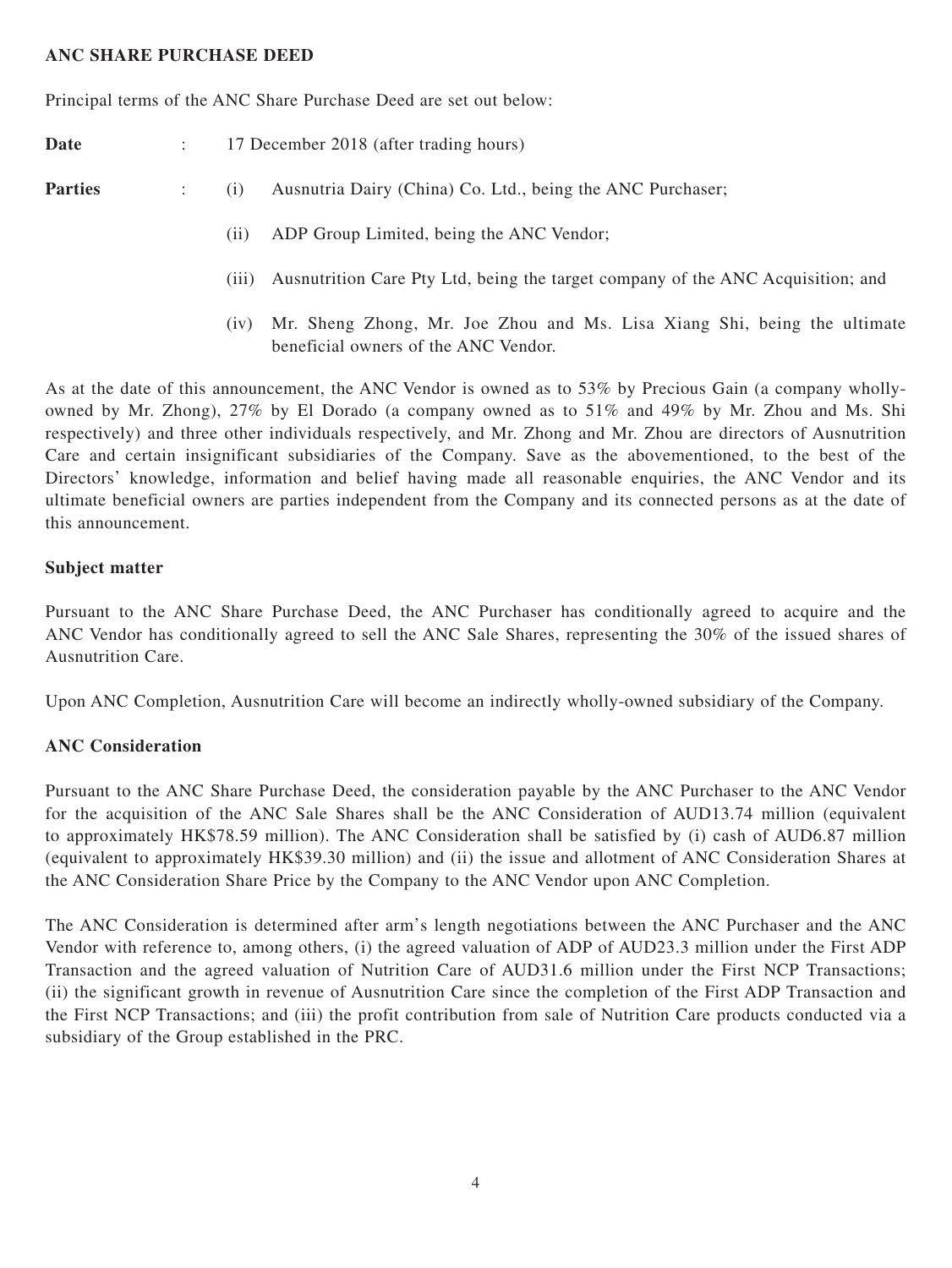**ANC SHARE PURCHASE DEED**

Principal terms of the ANC Share Purchase Deed are set out below:

**Date** : 17 December 2018 (after trading hours)

**Parties** :

(i) Ausnutria Dairy (China) Co. Ltd., being the ANC Purchaser;

(ii) ADP Group Limited, being the ANC Vendor;

(iii) Ausnutrition Care Pty Ltd, being the target company of the ANC Acquisition; and

(iv) Mr. Sheng Zhong, Mr. Joe Zhou and Ms. Lisa Xiang Shi, being the ultimate beneficial owners of the ANC Vendor.

As at the date of this announcement, the ANC Vendor is owned as to 53% by Precious Gain (a company wholly-owned by Mr. Zhong), 27% by El Dorado (a company owned as to 51% and 49% by Mr. Zhou and Ms. Shi respectively) and three other individuals respectively, and Mr. Zhong and Mr. Zhou are directors of Ausnutrition Care and certain insignificant subsidiaries of the Company. Save as the abovementioned, to the best of the Directors' knowledge, information and belief having made all reasonable enquiries, the ANC Vendor and its ultimate beneficial owners are parties independent from the Company and its connected persons as at the date of this announcement.

**Subject matter**

Pursuant to the ANC Share Purchase Deed, the ANC Purchaser has conditionally agreed to acquire and the ANC Vendor has conditionally agreed to sell the ANC Sale Shares, representing the 30% of the issued shares of Ausnutrition Care.

Upon ANC Completion, Ausnutrition Care will become an indirectly wholly-owned subsidiary of the Company.

**ANC Consideration**

Pursuant to the ANC Share Purchase Deed, the consideration payable by the ANC Purchaser to the ANC Vendor for the acquisition of the ANC Sale Shares shall be the ANC Consideration of AUD13.74 million (equivalent to approximately HK$78.59 million). The ANC Consideration shall be satisfied by (i) cash of AUD6.87 million (equivalent to approximately HK$39.30 million) and (ii) the issue and allotment of ANC Consideration Shares at the ANC Consideration Share Price by the Company to the ANC Vendor upon ANC Completion.

The ANC Consideration is determined after arm's length negotiations between the ANC Purchaser and the ANC Vendor with reference to, among others, (i) the agreed valuation of ADP of AUD23.3 million under the First ADP Transaction and the agreed valuation of Nutrition Care of AUD31.6 million under the First NCP Transactions; (ii) the significant growth in revenue of Ausnutrition Care since the completion of the First ADP Transaction and the First NCP Transactions; and (iii) the profit contribution from sale of Nutrition Care products conducted via a subsidiary of the Group established in the PRC.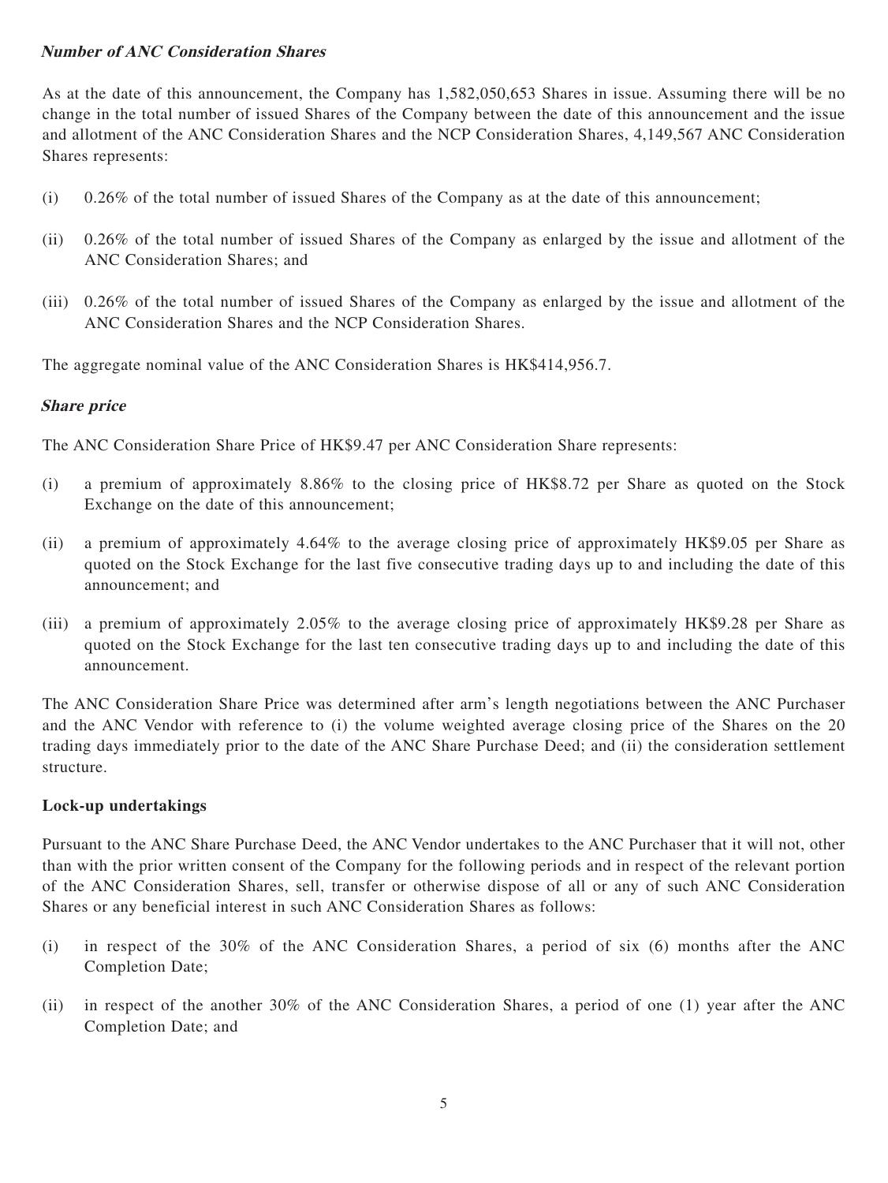***Number of ANC Consideration Shares***

As at the date of this announcement, the Company has 1,582,050,653 Shares in issue. Assuming there will be no change in the total number of issued Shares of the Company between the date of this announcement and the issue and allotment of the ANC Consideration Shares and the NCP Consideration Shares, 4,149,567 ANC Consideration Shares represents:

(i) 0.26% of the total number of issued Shares of the Company as at the date of this announcement;

(ii) 0.26% of the total number of issued Shares of the Company as enlarged by the issue and allotment of the ANC Consideration Shares; and

(iii) 0.26% of the total number of issued Shares of the Company as enlarged by the issue and allotment of the ANC Consideration Shares and the NCP Consideration Shares.

The aggregate nominal value of the ANC Consideration Shares is HK$414,956.7.

***Share price***

The ANC Consideration Share Price of HK$9.47 per ANC Consideration Share represents:

(i) a premium of approximately 8.86% to the closing price of HK$8.72 per Share as quoted on the Stock Exchange on the date of this announcement;

(ii) a premium of approximately 4.64% to the average closing price of approximately HK$9.05 per Share as quoted on the Stock Exchange for the last five consecutive trading days up to and including the date of this announcement; and

(iii) a premium of approximately 2.05% to the average closing price of approximately HK$9.28 per Share as quoted on the Stock Exchange for the last ten consecutive trading days up to and including the date of this announcement.

The ANC Consideration Share Price was determined after arm's length negotiations between the ANC Purchaser and the ANC Vendor with reference to (i) the volume weighted average closing price of the Shares on the 20 trading days immediately prior to the date of the ANC Share Purchase Deed; and (ii) the consideration settlement structure.

**Lock-up undertakings**

Pursuant to the ANC Share Purchase Deed, the ANC Vendor undertakes to the ANC Purchaser that it will not, other than with the prior written consent of the Company for the following periods and in respect of the relevant portion of the ANC Consideration Shares, sell, transfer or otherwise dispose of all or any of such ANC Consideration Shares or any beneficial interest in such ANC Consideration Shares as follows:

(i) in respect of the 30% of the ANC Consideration Shares, a period of six (6) months after the ANC Completion Date;

(ii) in respect of the another 30% of the ANC Consideration Shares, a period of one (1) year after the ANC Completion Date; and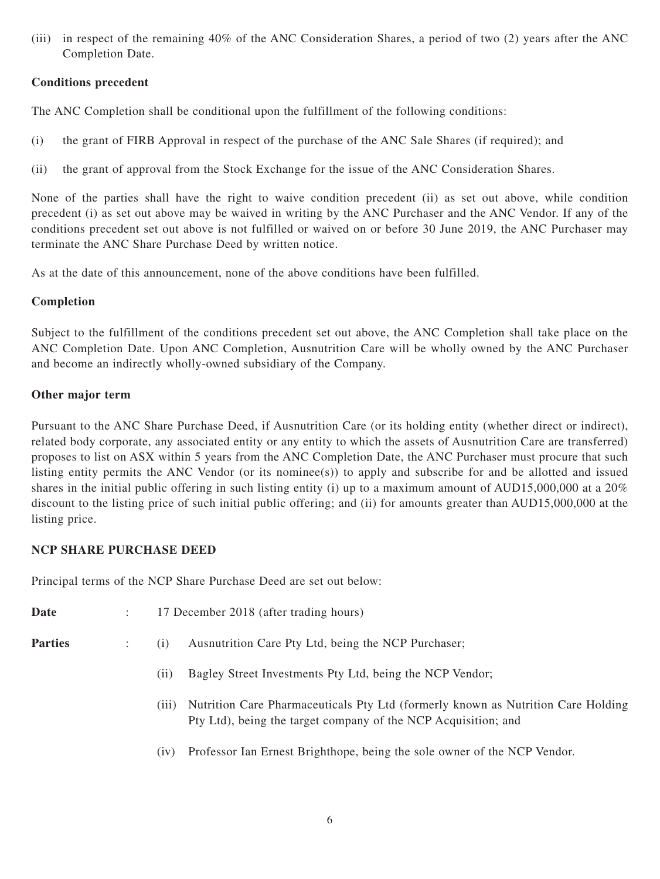(iii) in respect of the remaining 40% of the ANC Consideration Shares, a period of two (2) years after the ANC Completion Date.

**Conditions precedent**

The ANC Completion shall be conditional upon the fulfillment of the following conditions:

(i) the grant of FIRB Approval in respect of the purchase of the ANC Sale Shares (if required); and

(ii) the grant of approval from the Stock Exchange for the issue of the ANC Consideration Shares.

None of the parties shall have the right to waive condition precedent (ii) as set out above, while condition precedent (i) as set out above may be waived in writing by the ANC Purchaser and the ANC Vendor. If any of the conditions precedent set out above is not fulfilled or waived on or before 30 June 2019, the ANC Purchaser may terminate the ANC Share Purchase Deed by written notice.

As at the date of this announcement, none of the above conditions have been fulfilled.

**Completion**

Subject to the fulfillment of the conditions precedent set out above, the ANC Completion shall take place on the ANC Completion Date. Upon ANC Completion, Ausnutrition Care will be wholly owned by the ANC Purchaser and become an indirectly wholly-owned subsidiary of the Company.

**Other major term**

Pursuant to the ANC Share Purchase Deed, if Ausnutrition Care (or its holding entity (whether direct or indirect), related body corporate, any associated entity or any entity to which the assets of Ausnutrition Care are transferred) proposes to list on ASX within 5 years from the ANC Completion Date, the ANC Purchaser must procure that such listing entity permits the ANC Vendor (or its nominee(s)) to apply and subscribe for and be allotted and issued shares in the initial public offering in such listing entity (i) up to a maximum amount of AUD15,000,000 at a 20% discount to the listing price of such initial public offering; and (ii) for amounts greater than AUD15,000,000 at the listing price.

**NCP SHARE PURCHASE DEED**

Principal terms of the NCP Share Purchase Deed are set out below:

**Date** : 17 December 2018 (after trading hours)

**Parties** :

(i) Ausnutrition Care Pty Ltd, being the NCP Purchaser;

(ii) Bagley Street Investments Pty Ltd, being the NCP Vendor;

(iii) Nutrition Care Pharmaceuticals Pty Ltd (formerly known as Nutrition Care Holding Pty Ltd), being the target company of the NCP Acquisition; and

(iv) Professor Ian Ernest Brighthope, being the sole owner of the NCP Vendor.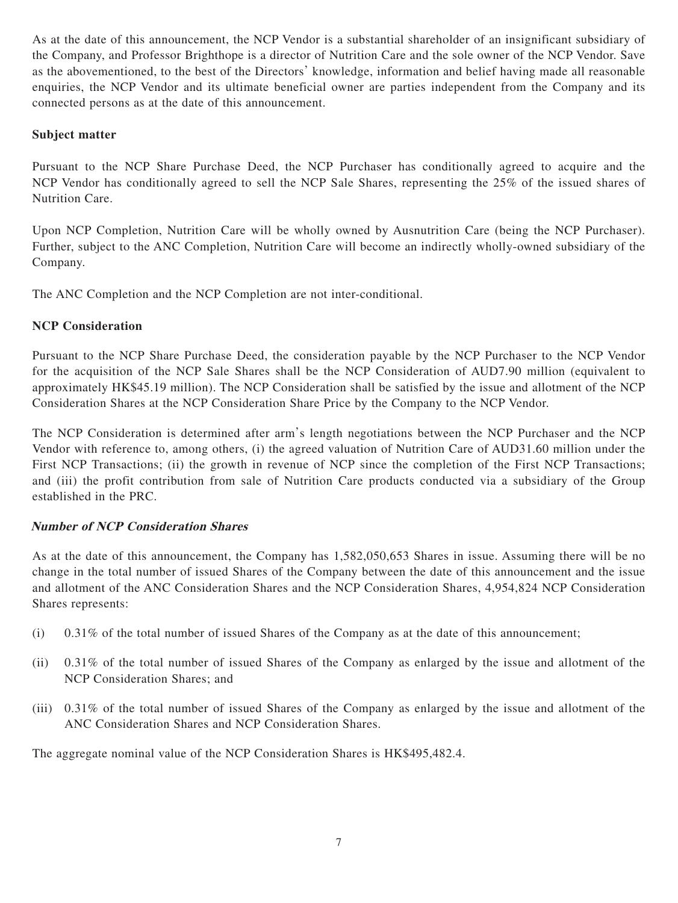As at the date of this announcement, the NCP Vendor is a substantial shareholder of an insignificant subsidiary of the Company, and Professor Brighthope is a director of Nutrition Care and the sole owner of the NCP Vendor. Save as the abovementioned, to the best of the Directors' knowledge, information and belief having made all reasonable enquiries, the NCP Vendor and its ultimate beneficial owner are parties independent from the Company and its connected persons as at the date of this announcement.

**Subject matter**

Pursuant to the NCP Share Purchase Deed, the NCP Purchaser has conditionally agreed to acquire and the NCP Vendor has conditionally agreed to sell the NCP Sale Shares, representing the 25% of the issued shares of Nutrition Care.

Upon NCP Completion, Nutrition Care will be wholly owned by Ausnutrition Care (being the NCP Purchaser). Further, subject to the ANC Completion, Nutrition Care will become an indirectly wholly-owned subsidiary of the Company.

The ANC Completion and the NCP Completion are not inter-conditional.

**NCP Consideration**

Pursuant to the NCP Share Purchase Deed, the consideration payable by the NCP Purchaser to the NCP Vendor for the acquisition of the NCP Sale Shares shall be the NCP Consideration of AUD7.90 million (equivalent to approximately HK$45.19 million). The NCP Consideration shall be satisfied by the issue and allotment of the NCP Consideration Shares at the NCP Consideration Share Price by the Company to the NCP Vendor.

The NCP Consideration is determined after arm's length negotiations between the NCP Purchaser and the NCP Vendor with reference to, among others, (i) the agreed valuation of Nutrition Care of AUD31.60 million under the First NCP Transactions; (ii) the growth in revenue of NCP since the completion of the First NCP Transactions; and (iii) the profit contribution from sale of Nutrition Care products conducted via a subsidiary of the Group established in the PRC.

***Number of NCP Consideration Shares***

As at the date of this announcement, the Company has 1,582,050,653 Shares in issue. Assuming there will be no change in the total number of issued Shares of the Company between the date of this announcement and the issue and allotment of the ANC Consideration Shares and the NCP Consideration Shares, 4,954,824 NCP Consideration Shares represents:

(i) 0.31% of the total number of issued Shares of the Company as at the date of this announcement;

(ii) 0.31% of the total number of issued Shares of the Company as enlarged by the issue and allotment of the NCP Consideration Shares; and

(iii) 0.31% of the total number of issued Shares of the Company as enlarged by the issue and allotment of the ANC Consideration Shares and NCP Consideration Shares.

The aggregate nominal value of the NCP Consideration Shares is HK$495,482.4.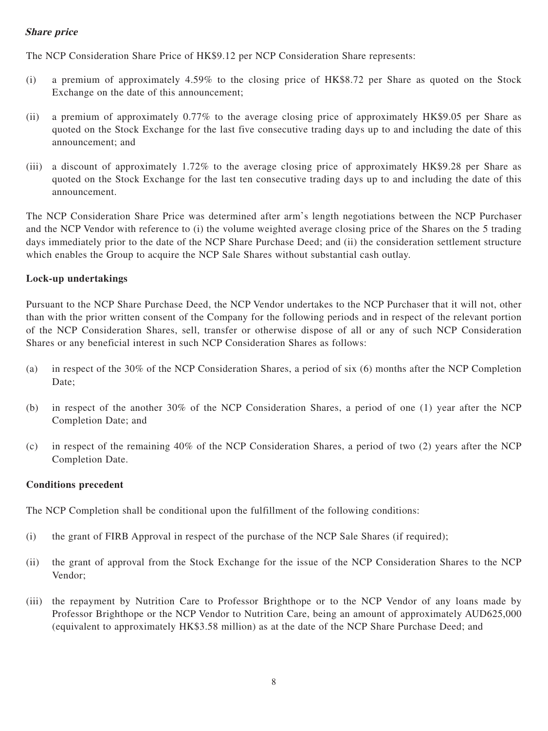***Share price***

The NCP Consideration Share Price of HK$9.12 per NCP Consideration Share represents:

(i) a premium of approximately 4.59% to the closing price of HK$8.72 per Share as quoted on the Stock Exchange on the date of this announcement;

(ii) a premium of approximately 0.77% to the average closing price of approximately HK$9.05 per Share as quoted on the Stock Exchange for the last five consecutive trading days up to and including the date of this announcement; and

(iii) a discount of approximately 1.72% to the average closing price of approximately HK$9.28 per Share as quoted on the Stock Exchange for the last ten consecutive trading days up to and including the date of this announcement.

The NCP Consideration Share Price was determined after arm's length negotiations between the NCP Purchaser and the NCP Vendor with reference to (i) the volume weighted average closing price of the Shares on the 5 trading days immediately prior to the date of the NCP Share Purchase Deed; and (ii) the consideration settlement structure which enables the Group to acquire the NCP Sale Shares without substantial cash outlay.

**Lock-up undertakings**

Pursuant to the NCP Share Purchase Deed, the NCP Vendor undertakes to the NCP Purchaser that it will not, other than with the prior written consent of the Company for the following periods and in respect of the relevant portion of the NCP Consideration Shares, sell, transfer or otherwise dispose of all or any of such NCP Consideration Shares or any beneficial interest in such NCP Consideration Shares as follows:

(a) in respect of the 30% of the NCP Consideration Shares, a period of six (6) months after the NCP Completion Date;

(b) in respect of the another 30% of the NCP Consideration Shares, a period of one (1) year after the NCP Completion Date; and

(c) in respect of the remaining 40% of the NCP Consideration Shares, a period of two (2) years after the NCP Completion Date.

**Conditions precedent**

The NCP Completion shall be conditional upon the fulfillment of the following conditions:

(i) the grant of FIRB Approval in respect of the purchase of the NCP Sale Shares (if required);

(ii) the grant of approval from the Stock Exchange for the issue of the NCP Consideration Shares to the NCP Vendor;

(iii) the repayment by Nutrition Care to Professor Brighthope or to the NCP Vendor of any loans made by Professor Brighthope or the NCP Vendor to Nutrition Care, being an amount of approximately AUD625,000 (equivalent to approximately HK$3.58 million) as at the date of the NCP Share Purchase Deed; and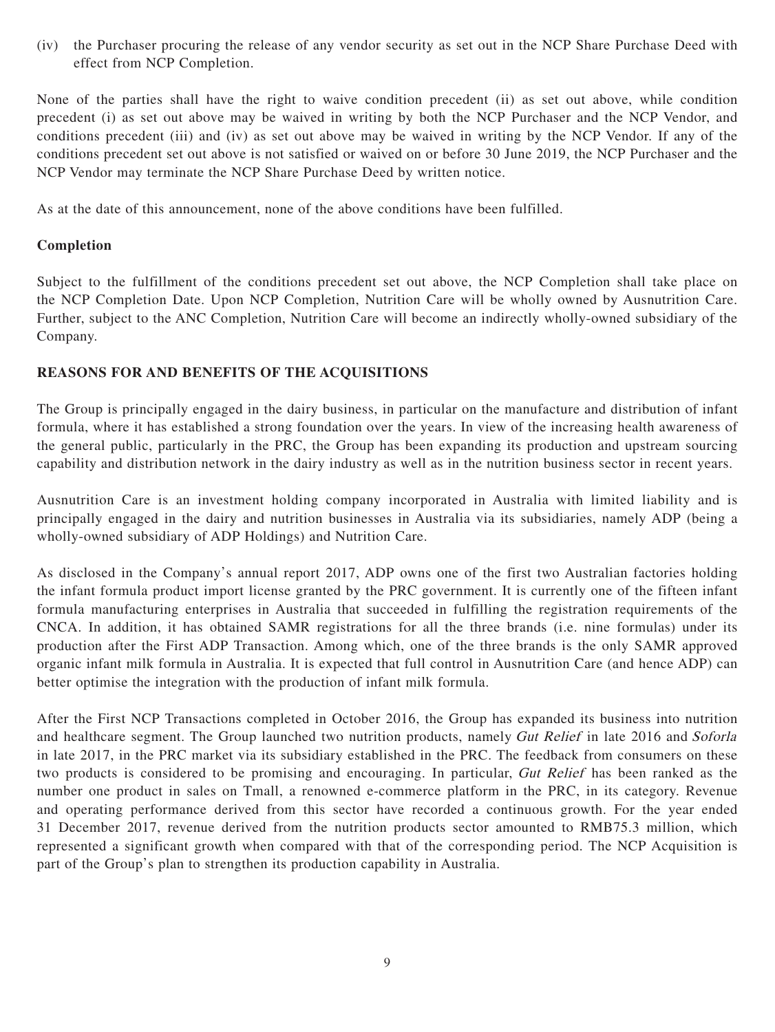(iv) the Purchaser procuring the release of any vendor security as set out in the NCP Share Purchase Deed with effect from NCP Completion.

None of the parties shall have the right to waive condition precedent (ii) as set out above, while condition precedent (i) as set out above may be waived in writing by both the NCP Purchaser and the NCP Vendor, and conditions precedent (iii) and (iv) as set out above may be waived in writing by the NCP Vendor. If any of the conditions precedent set out above is not satisfied or waived on or before 30 June 2019, the NCP Purchaser and the NCP Vendor may terminate the NCP Share Purchase Deed by written notice.

As at the date of this announcement, none of the above conditions have been fulfilled.

**Completion**

Subject to the fulfillment of the conditions precedent set out above, the NCP Completion shall take place on the NCP Completion Date. Upon NCP Completion, Nutrition Care will be wholly owned by Ausnutrition Care. Further, subject to the ANC Completion, Nutrition Care will become an indirectly wholly-owned subsidiary of the Company.

**REASONS FOR AND BENEFITS OF THE ACQUISITIONS**

The Group is principally engaged in the dairy business, in particular on the manufacture and distribution of infant formula, where it has established a strong foundation over the years. In view of the increasing health awareness of the general public, particularly in the PRC, the Group has been expanding its production and upstream sourcing capability and distribution network in the dairy industry as well as in the nutrition business sector in recent years.

Ausnutrition Care is an investment holding company incorporated in Australia with limited liability and is principally engaged in the dairy and nutrition businesses in Australia via its subsidiaries, namely ADP (being a wholly-owned subsidiary of ADP Holdings) and Nutrition Care.

As disclosed in the Company's annual report 2017, ADP owns one of the first two Australian factories holding the infant formula product import license granted by the PRC government. It is currently one of the fifteen infant formula manufacturing enterprises in Australia that succeeded in fulfilling the registration requirements of the CNCA. In addition, it has obtained SAMR registrations for all the three brands (i.e. nine formulas) under its production after the First ADP Transaction. Among which, one of the three brands is the only SAMR approved organic infant milk formula in Australia. It is expected that full control in Ausnutrition Care (and hence ADP) can better optimise the integration with the production of infant milk formula.

After the First NCP Transactions completed in October 2016, the Group has expanded its business into nutrition and healthcare segment. The Group launched two nutrition products, namely *Gut Relief* in late 2016 and *Soforla* in late 2017, in the PRC market via its subsidiary established in the PRC. The feedback from consumers on these two products is considered to be promising and encouraging. In particular, *Gut Relief* has been ranked as the number one product in sales on Tmall, a renowned e-commerce platform in the PRC, in its category. Revenue and operating performance derived from this sector have recorded a continuous growth. For the year ended 31 December 2017, revenue derived from the nutrition products sector amounted to RMB75.3 million, which represented a significant growth when compared with that of the corresponding period. The NCP Acquisition is part of the Group's plan to strengthen its production capability in Australia.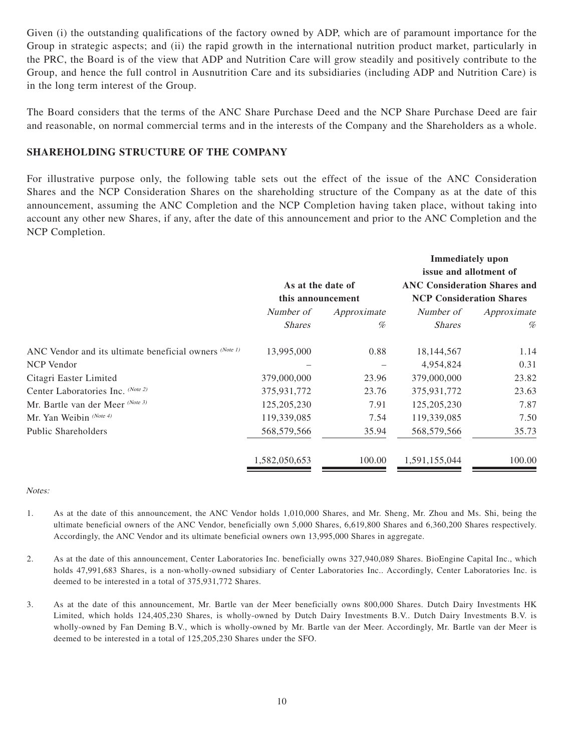Given (i) the outstanding qualifications of the factory owned by ADP, which are of paramount importance for the Group in strategic aspects; and (ii) the rapid growth in the international nutrition product market, particularly in the PRC, the Board is of the view that ADP and Nutrition Care will grow steadily and positively contribute to the Group, and hence the full control in Ausnutrition Care and its subsidiaries (including ADP and Nutrition Care) is in the long term interest of the Group.

The Board considers that the terms of the ANC Share Purchase Deed and the NCP Share Purchase Deed are fair and reasonable, on normal commercial terms and in the interests of the Company and the Shareholders as a whole.

## SHAREHOLDING STRUCTURE OF THE COMPANY

For illustrative purpose only, the following table sets out the effect of the issue of the ANC Consideration Shares and the NCP Consideration Shares on the shareholding structure of the Company as at the date of this announcement, assuming the ANC Completion and the NCP Completion having taken place, without taking into account any other new Shares, if any, after the date of this announcement and prior to the ANC Completion and the NCP Completion.

| | As at the date of this announcement | | Immediately upon issue and allotment of ANC Consideration Shares and NCP Consideration Shares | |
|---|---|---|---|---|
| | *Number of Shares* | *Approximate %* | *Number of Shares* | *Approximate %* |
| ANC Vendor and its ultimate beneficial owners *(Note 1)* | 13,995,000 | 0.88 | 18,144,567 | 1.14 |
| NCP Vendor | – | – | 4,954,824 | 0.31 |
| Citagri Easter Limited | 379,000,000 | 23.96 | 379,000,000 | 23.82 |
| Center Laboratories Inc. *(Note 2)* | 375,931,772 | 23.76 | 375,931,772 | 23.63 |
| Mr. Bartle van der Meer *(Note 3)* | 125,205,230 | 7.91 | 125,205,230 | 7.87 |
| Mr. Yan Weibin *(Note 4)* | 119,339,085 | 7.54 | 119,339,085 | 7.50 |
| Public Shareholders | 568,579,566 | 35.94 | 568,579,566 | 35.73 |
| | 1,582,050,653 | 100.00 | 1,591,155,044 | 100.00 |

*Notes:*

1. As at the date of this announcement, the ANC Vendor holds 1,010,000 Shares, and Mr. Sheng, Mr. Zhou and Ms. Shi, being the ultimate beneficial owners of the ANC Vendor, beneficially own 5,000 Shares, 6,619,800 Shares and 6,360,200 Shares respectively. Accordingly, the ANC Vendor and its ultimate beneficial owners own 13,995,000 Shares in aggregate.

2. As at the date of this announcement, Center Laboratories Inc. beneficially owns 327,940,089 Shares. BioEngine Capital Inc., which holds 47,991,683 Shares, is a non-wholly-owned subsidiary of Center Laboratories Inc.. Accordingly, Center Laboratories Inc. is deemed to be interested in a total of 375,931,772 Shares.

3. As at the date of this announcement, Mr. Bartle van der Meer beneficially owns 800,000 Shares. Dutch Dairy Investments HK Limited, which holds 124,405,230 Shares, is wholly-owned by Dutch Dairy Investments B.V.. Dutch Dairy Investments B.V. is wholly-owned by Fan Deming B.V., which is wholly-owned by Mr. Bartle van der Meer. Accordingly, Mr. Bartle van der Meer is deemed to be interested in a total of 125,205,230 Shares under the SFO.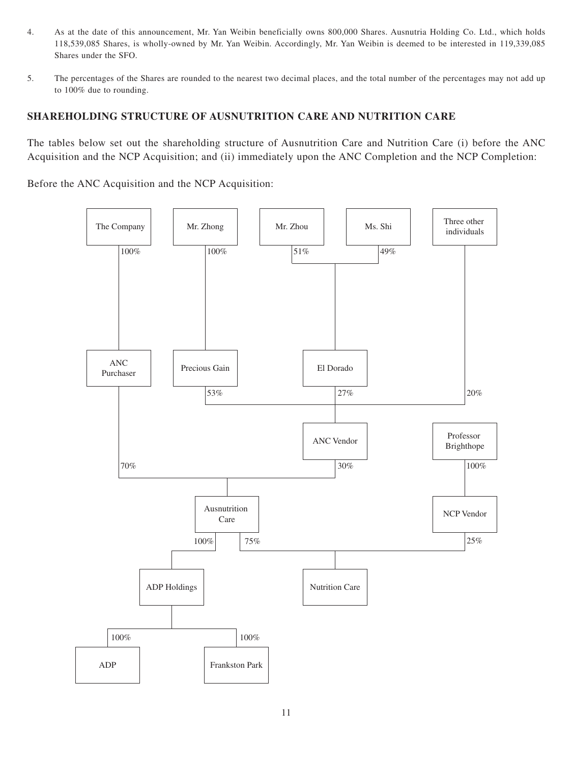4. As at the date of this announcement, Mr. Yan Weibin beneficially owns 800,000 Shares. Ausnutria Holding Co. Ltd., which holds 118,539,085 Shares, is wholly-owned by Mr. Yan Weibin. Accordingly, Mr. Yan Weibin is deemed to be interested in 119,339,085 Shares under the SFO.

5. The percentages of the Shares are rounded to the nearest two decimal places, and the total number of the percentages may not add up to 100% due to rounding.

## SHAREHOLDING STRUCTURE OF AUSNUTRITION CARE AND NUTRITION CARE

The tables below set out the shareholding structure of Ausnutrition Care and Nutrition Care (i) before the ANC Acquisition and the NCP Acquisition; and (ii) immediately upon the ANC Completion and the NCP Completion:

Before the ANC Acquisition and the NCP Acquisition:

The Company

100%

ANC Purchaser

Mr. Zhong

100%

Precious Gain

Mr. Zhou

51%

Ms. Shi

49%

El Dorado

Three other individuals

53%

27%

20%

ANC Vendor

70%

30%

Ausnutrition Care

Professor Brighthope

100%

NCP Vendor

100%

75%

25%

ADP Holdings

Nutrition Care

100%

100%

ADP

Frankston Park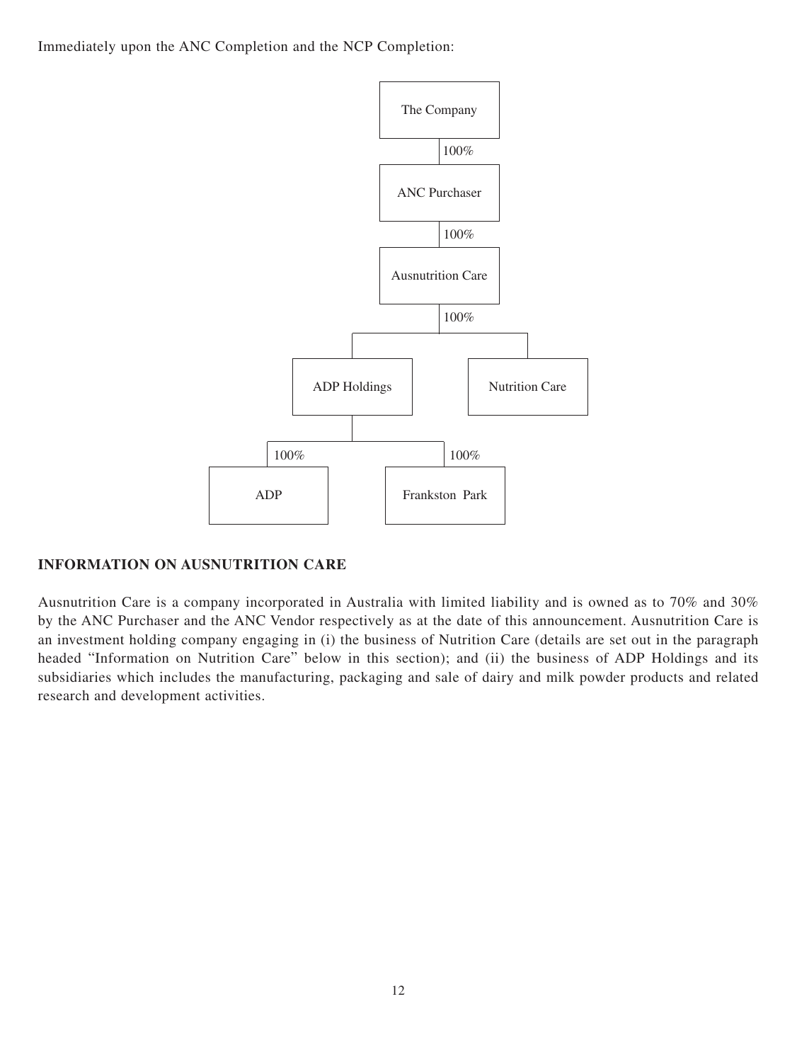Immediately upon the ANC Completion and the NCP Completion:

The Company

100%

ANC Purchaser

100%

Ausnutrition Care

100%

ADP Holdings

Nutrition Care

100%

100%

ADP

Frankston Park

## INFORMATION ON AUSNUTRITION CARE

Ausnutrition Care is a company incorporated in Australia with limited liability and is owned as to 70% and 30% by the ANC Purchaser and the ANC Vendor respectively as at the date of this announcement. Ausnutrition Care is an investment holding company engaging in (i) the business of Nutrition Care (details are set out in the paragraph headed "Information on Nutrition Care" below in this section); and (ii) the business of ADP Holdings and its subsidiaries which includes the manufacturing, packaging and sale of dairy and milk powder products and related research and development activities.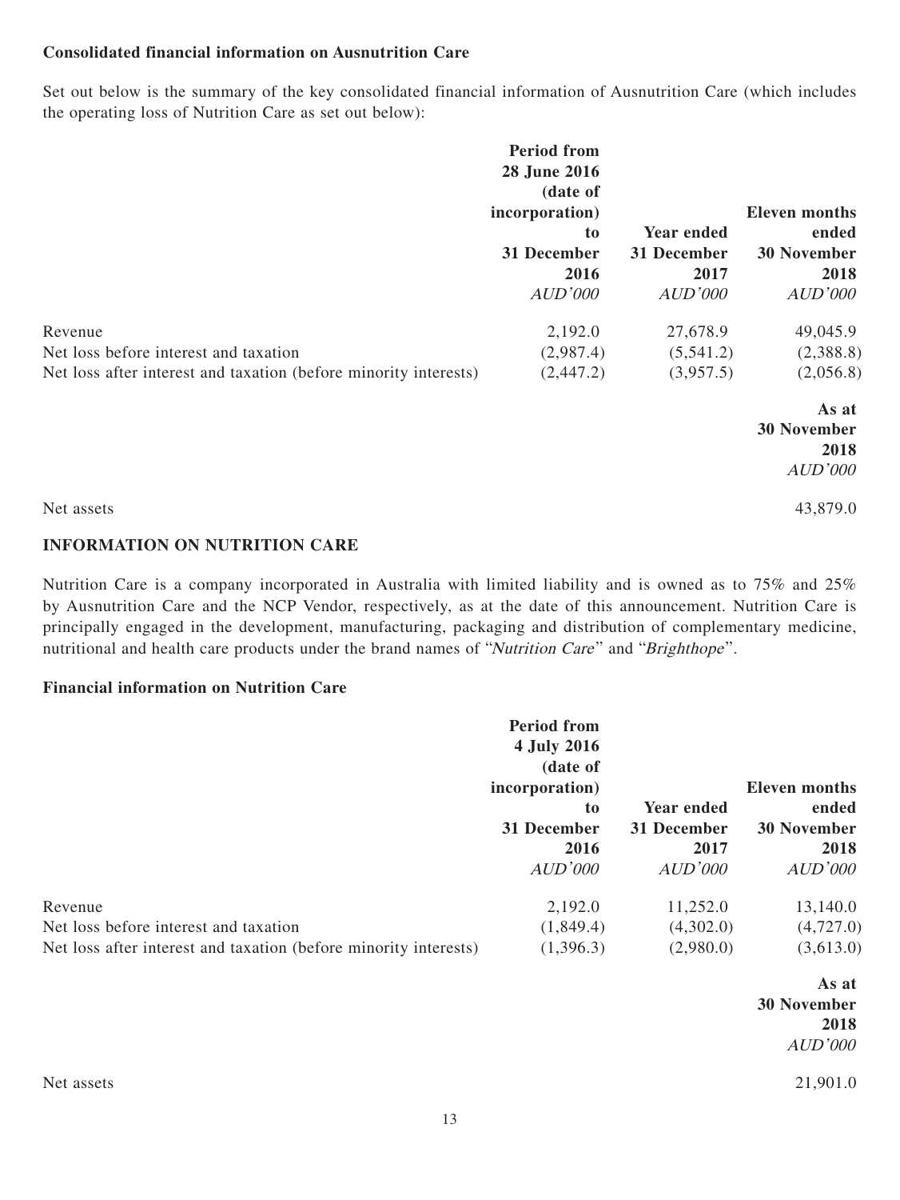**Consolidated financial information on Ausnutrition Care**

Set out below is the summary of the key consolidated financial information of Ausnutrition Care (which includes the operating loss of Nutrition Care as set out below):

| | Period from 28 June 2016 (date of incorporation) to 31 December 2016 | Year ended 31 December 2017 | Eleven months ended 30 November 2018 |
|---|---|---|---|
| | *AUD'000* | *AUD'000* | *AUD'000* |
| Revenue | 2,192.0 | 27,678.9 | 49,045.9 |
| Net loss before interest and taxation | (2,987.4) | (5,541.2) | (2,388.8) |
| Net loss after interest and taxation (before minority interests) | (2,447.2) | (3,957.5) | (2,056.8) |

| | As at 30 November 2018 |
|---|---|
| | *AUD'000* |
| Net assets | 43,879.0 |

**INFORMATION ON NUTRITION CARE**

Nutrition Care is a company incorporated in Australia with limited liability and is owned as to 75% and 25% by Ausnutrition Care and the NCP Vendor, respectively, as at the date of this announcement. Nutrition Care is principally engaged in the development, manufacturing, packaging and distribution of complementary medicine, nutritional and health care products under the brand names of "*Nutrition Care*" and "*Brighthope*".

**Financial information on Nutrition Care**

| | Period from 4 July 2016 (date of incorporation) to 31 December 2016 | Year ended 31 December 2017 | Eleven months ended 30 November 2018 |
|---|---|---|---|
| | *AUD'000* | *AUD'000* | *AUD'000* |
| Revenue | 2,192.0 | 11,252.0 | 13,140.0 |
| Net loss before interest and taxation | (1,849.4) | (4,302.0) | (4,727.0) |
| Net loss after interest and taxation (before minority interests) | (1,396.3) | (2,980.0) | (3,613.0) |

| | As at 30 November 2018 |
|---|---|
| | *AUD'000* |
| Net assets | 21,901.0 |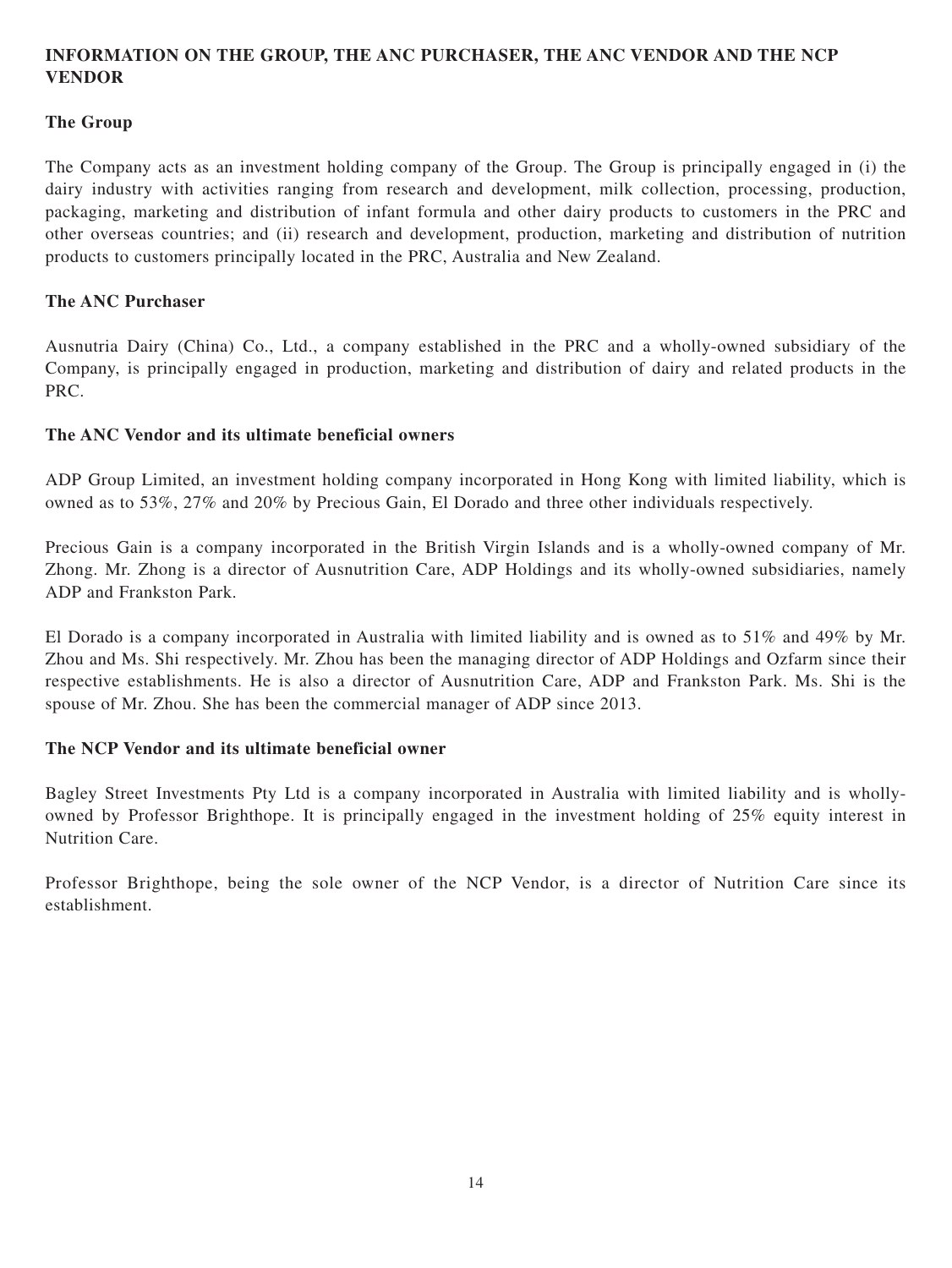## INFORMATION ON THE GROUP, THE ANC PURCHASER, THE ANC VENDOR AND THE NCP VENDOR

### The Group

The Company acts as an investment holding company of the Group. The Group is principally engaged in (i) the dairy industry with activities ranging from research and development, milk collection, processing, production, packaging, marketing and distribution of infant formula and other dairy products to customers in the PRC and other overseas countries; and (ii) research and development, production, marketing and distribution of nutrition products to customers principally located in the PRC, Australia and New Zealand.

### The ANC Purchaser

Ausnutria Dairy (China) Co., Ltd., a company established in the PRC and a wholly-owned subsidiary of the Company, is principally engaged in production, marketing and distribution of dairy and related products in the PRC.

### The ANC Vendor and its ultimate beneficial owners

ADP Group Limited, an investment holding company incorporated in Hong Kong with limited liability, which is owned as to 53%, 27% and 20% by Precious Gain, El Dorado and three other individuals respectively.

Precious Gain is a company incorporated in the British Virgin Islands and is a wholly-owned company of Mr. Zhong. Mr. Zhong is a director of Ausnutrition Care, ADP Holdings and its wholly-owned subsidiaries, namely ADP and Frankston Park.

El Dorado is a company incorporated in Australia with limited liability and is owned as to 51% and 49% by Mr. Zhou and Ms. Shi respectively. Mr. Zhou has been the managing director of ADP Holdings and Ozfarm since their respective establishments. He is also a director of Ausnutrition Care, ADP and Frankston Park. Ms. Shi is the spouse of Mr. Zhou. She has been the commercial manager of ADP since 2013.

### The NCP Vendor and its ultimate beneficial owner

Bagley Street Investments Pty Ltd is a company incorporated in Australia with limited liability and is wholly-owned by Professor Brighthope. It is principally engaged in the investment holding of 25% equity interest in Nutrition Care.

Professor Brighthope, being the sole owner of the NCP Vendor, is a director of Nutrition Care since its establishment.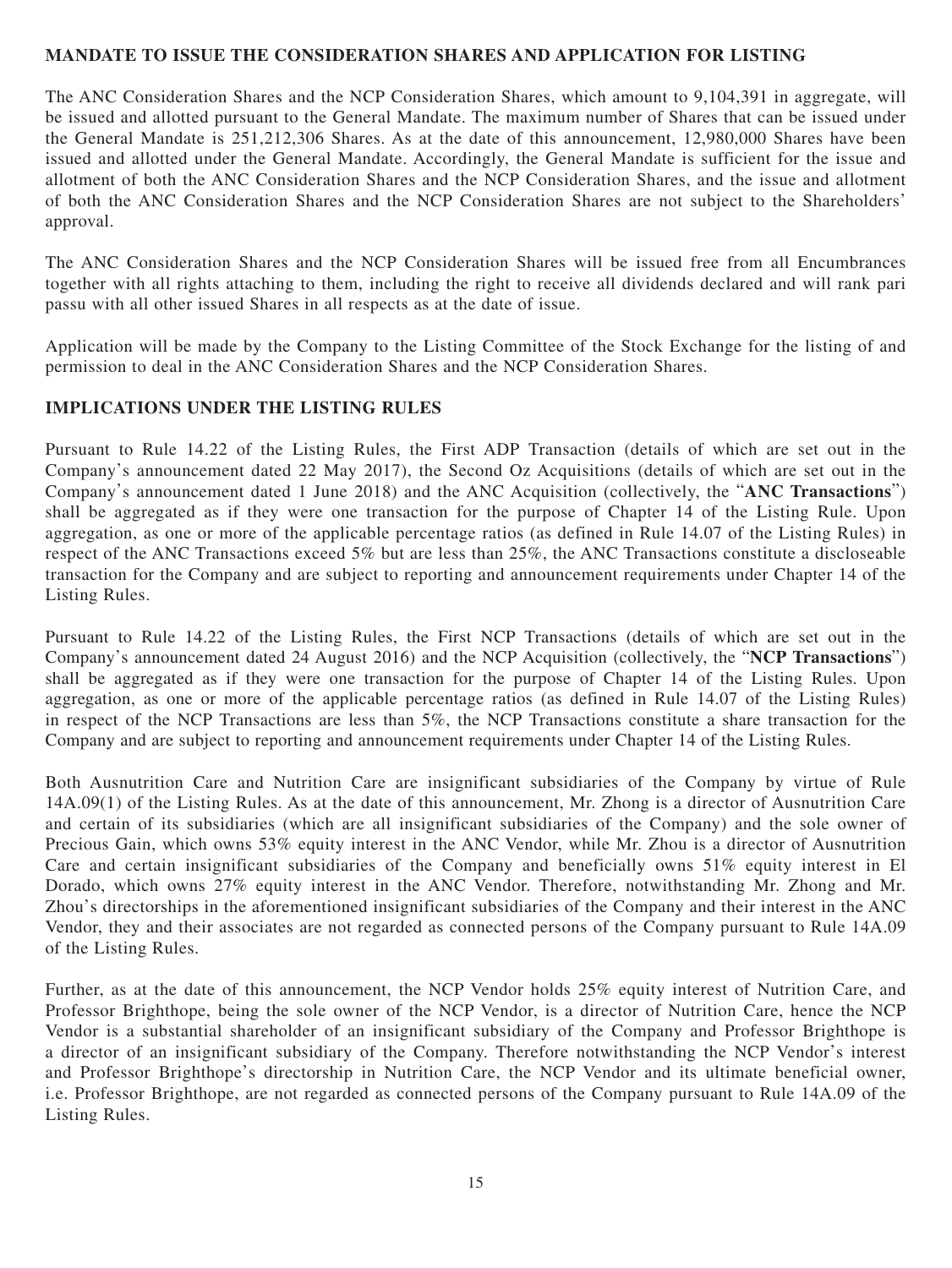## MANDATE TO ISSUE THE CONSIDERATION SHARES AND APPLICATION FOR LISTING

The ANC Consideration Shares and the NCP Consideration Shares, which amount to 9,104,391 in aggregate, will be issued and allotted pursuant to the General Mandate. The maximum number of Shares that can be issued under the General Mandate is 251,212,306 Shares. As at the date of this announcement, 12,980,000 Shares have been issued and allotted under the General Mandate. Accordingly, the General Mandate is sufficient for the issue and allotment of both the ANC Consideration Shares and the NCP Consideration Shares, and the issue and allotment of both the ANC Consideration Shares and the NCP Consideration Shares are not subject to the Shareholders' approval.

The ANC Consideration Shares and the NCP Consideration Shares will be issued free from all Encumbrances together with all rights attaching to them, including the right to receive all dividends declared and will rank pari passu with all other issued Shares in all respects as at the date of issue.

Application will be made by the Company to the Listing Committee of the Stock Exchange for the listing of and permission to deal in the ANC Consideration Shares and the NCP Consideration Shares.

## IMPLICATIONS UNDER THE LISTING RULES

Pursuant to Rule 14.22 of the Listing Rules, the First ADP Transaction (details of which are set out in the Company's announcement dated 22 May 2017), the Second Oz Acquisitions (details of which are set out in the Company's announcement dated 1 June 2018) and the ANC Acquisition (collectively, the "**ANC Transactions**") shall be aggregated as if they were one transaction for the purpose of Chapter 14 of the Listing Rule. Upon aggregation, as one or more of the applicable percentage ratios (as defined in Rule 14.07 of the Listing Rules) in respect of the ANC Transactions exceed 5% but are less than 25%, the ANC Transactions constitute a discloseable transaction for the Company and are subject to reporting and announcement requirements under Chapter 14 of the Listing Rules.

Pursuant to Rule 14.22 of the Listing Rules, the First NCP Transactions (details of which are set out in the Company's announcement dated 24 August 2016) and the NCP Acquisition (collectively, the "**NCP Transactions**") shall be aggregated as if they were one transaction for the purpose of Chapter 14 of the Listing Rules. Upon aggregation, as one or more of the applicable percentage ratios (as defined in Rule 14.07 of the Listing Rules) in respect of the NCP Transactions are less than 5%, the NCP Transactions constitute a share transaction for the Company and are subject to reporting and announcement requirements under Chapter 14 of the Listing Rules.

Both Ausnutrition Care and Nutrition Care are insignificant subsidiaries of the Company by virtue of Rule 14A.09(1) of the Listing Rules. As at the date of this announcement, Mr. Zhong is a director of Ausnutrition Care and certain of its subsidiaries (which are all insignificant subsidiaries of the Company) and the sole owner of Precious Gain, which owns 53% equity interest in the ANC Vendor, while Mr. Zhou is a director of Ausnutrition Care and certain insignificant subsidiaries of the Company and beneficially owns 51% equity interest in El Dorado, which owns 27% equity interest in the ANC Vendor. Therefore, notwithstanding Mr. Zhong and Mr. Zhou's directorships in the aforementioned insignificant subsidiaries of the Company and their interest in the ANC Vendor, they and their associates are not regarded as connected persons of the Company pursuant to Rule 14A.09 of the Listing Rules.

Further, as at the date of this announcement, the NCP Vendor holds 25% equity interest of Nutrition Care, and Professor Brighthope, being the sole owner of the NCP Vendor, is a director of Nutrition Care, hence the NCP Vendor is a substantial shareholder of an insignificant subsidiary of the Company and Professor Brighthope is a director of an insignificant subsidiary of the Company. Therefore notwithstanding the NCP Vendor's interest and Professor Brighthope's directorship in Nutrition Care, the NCP Vendor and its ultimate beneficial owner, i.e. Professor Brighthope, are not regarded as connected persons of the Company pursuant to Rule 14A.09 of the Listing Rules.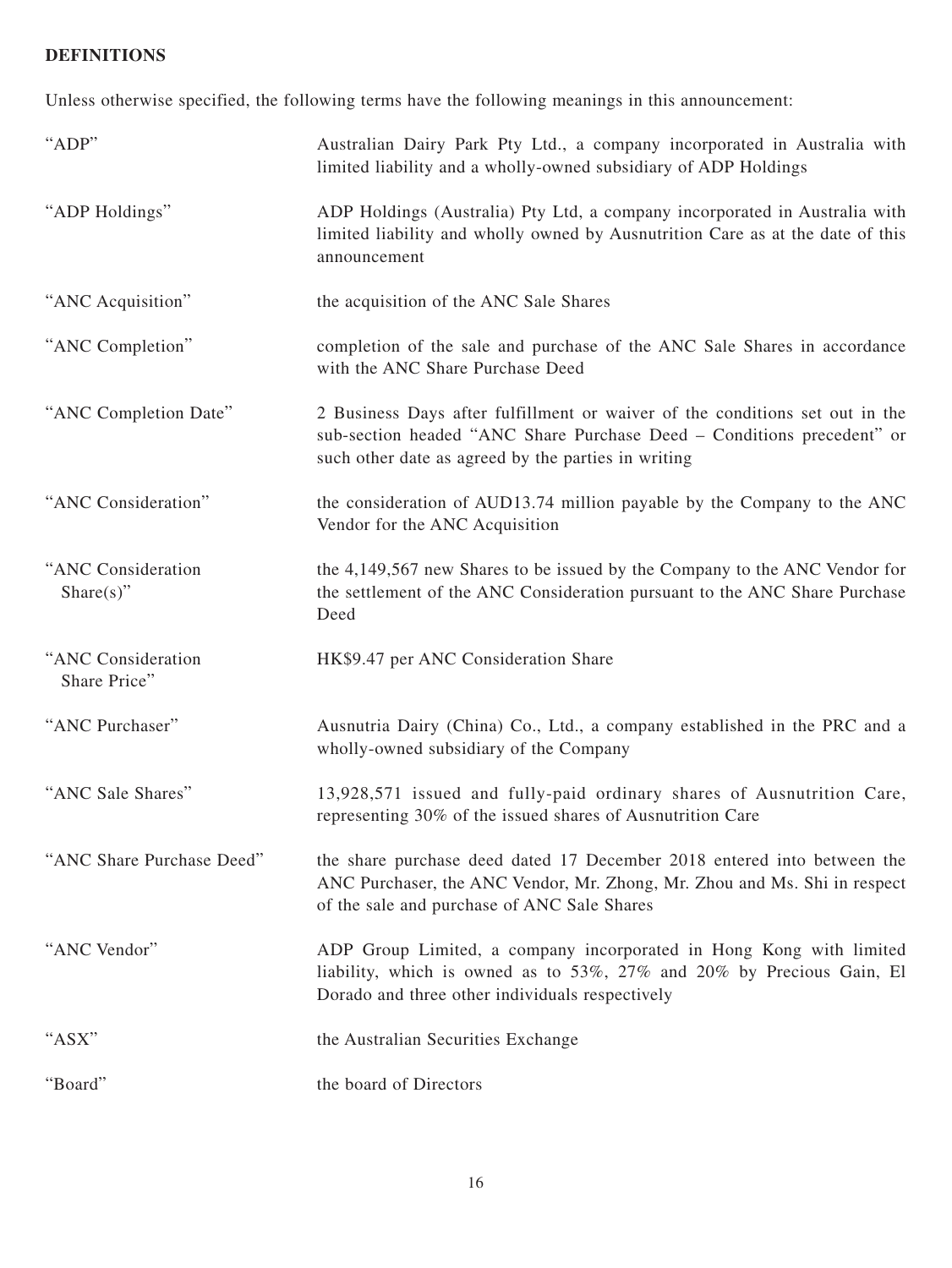## DEFINITIONS

Unless otherwise specified, the following terms have the following meanings in this announcement:

| | |
|---|---|
| "ADP" | Australian Dairy Park Pty Ltd., a company incorporated in Australia with limited liability and a wholly-owned subsidiary of ADP Holdings |
| "ADP Holdings" | ADP Holdings (Australia) Pty Ltd, a company incorporated in Australia with limited liability and wholly owned by Ausnutrition Care as at the date of this announcement |
| "ANC Acquisition" | the acquisition of the ANC Sale Shares |
| "ANC Completion" | completion of the sale and purchase of the ANC Sale Shares in accordance with the ANC Share Purchase Deed |
| "ANC Completion Date" | 2 Business Days after fulfillment or waiver of the conditions set out in the sub-section headed "ANC Share Purchase Deed – Conditions precedent" or such other date as agreed by the parties in writing |
| "ANC Consideration" | the consideration of AUD13.74 million payable by the Company to the ANC Vendor for the ANC Acquisition |
| "ANC Consideration Share(s)" | the 4,149,567 new Shares to be issued by the Company to the ANC Vendor for the settlement of the ANC Consideration pursuant to the ANC Share Purchase Deed |
| "ANC Consideration Share Price" | HK$9.47 per ANC Consideration Share |
| "ANC Purchaser" | Ausnutria Dairy (China) Co., Ltd., a company established in the PRC and a wholly-owned subsidiary of the Company |
| "ANC Sale Shares" | 13,928,571 issued and fully-paid ordinary shares of Ausnutrition Care, representing 30% of the issued shares of Ausnutrition Care |
| "ANC Share Purchase Deed" | the share purchase deed dated 17 December 2018 entered into between the ANC Purchaser, the ANC Vendor, Mr. Zhong, Mr. Zhou and Ms. Shi in respect of the sale and purchase of ANC Sale Shares |
| "ANC Vendor" | ADP Group Limited, a company incorporated in Hong Kong with limited liability, which is owned as to 53%, 27% and 20% by Precious Gain, El Dorado and three other individuals respectively |
| "ASX" | the Australian Securities Exchange |
| "Board" | the board of Directors |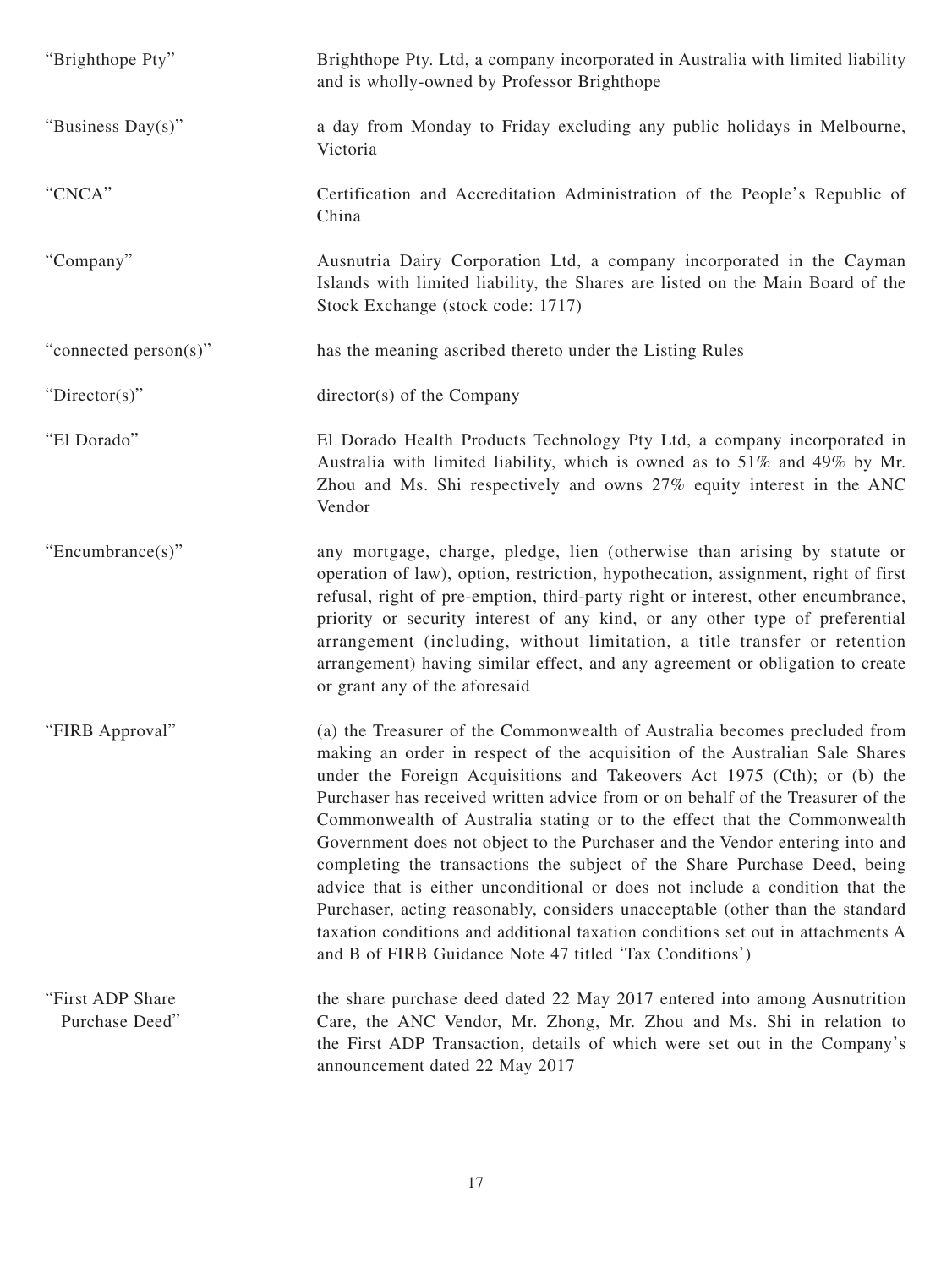| | |
|---|---|
| "Brighthope Pty" | Brighthope Pty. Ltd, a company incorporated in Australia with limited liability and is wholly-owned by Professor Brighthope |
| "Business Day(s)" | a day from Monday to Friday excluding any public holidays in Melbourne, Victoria |
| "CNCA" | Certification and Accreditation Administration of the People's Republic of China |
| "Company" | Ausnutria Dairy Corporation Ltd, a company incorporated in the Cayman Islands with limited liability, the Shares are listed on the Main Board of the Stock Exchange (stock code: 1717) |
| "connected person(s)" | has the meaning ascribed thereto under the Listing Rules |
| "Director(s)" | director(s) of the Company |
| "El Dorado" | El Dorado Health Products Technology Pty Ltd, a company incorporated in Australia with limited liability, which is owned as to 51% and 49% by Mr. Zhou and Ms. Shi respectively and owns 27% equity interest in the ANC Vendor |
| "Encumbrance(s)" | any mortgage, charge, pledge, lien (otherwise than arising by statute or operation of law), option, restriction, hypothecation, assignment, right of first refusal, right of pre-emption, third-party right or interest, other encumbrance, priority or security interest of any kind, or any other type of preferential arrangement (including, without limitation, a title transfer or retention arrangement) having similar effect, and any agreement or obligation to create or grant any of the aforesaid |
| "FIRB Approval" | (a) the Treasurer of the Commonwealth of Australia becomes precluded from making an order in respect of the acquisition of the Australian Sale Shares under the Foreign Acquisitions and Takeovers Act 1975 (Cth); or (b) the Purchaser has received written advice from or on behalf of the Treasurer of the Commonwealth of Australia stating or to the effect that the Commonwealth Government does not object to the Purchaser and the Vendor entering into and completing the transactions the subject of the Share Purchase Deed, being advice that is either unconditional or does not include a condition that the Purchaser, acting reasonably, considers unacceptable (other than the standard taxation conditions and additional taxation conditions set out in attachments A and B of FIRB Guidance Note 47 titled 'Tax Conditions') |
| "First ADP Share Purchase Deed" | the share purchase deed dated 22 May 2017 entered into among Ausnutrition Care, the ANC Vendor, Mr. Zhong, Mr. Zhou and Ms. Shi in relation to the First ADP Transaction, details of which were set out in the Company's announcement dated 22 May 2017 |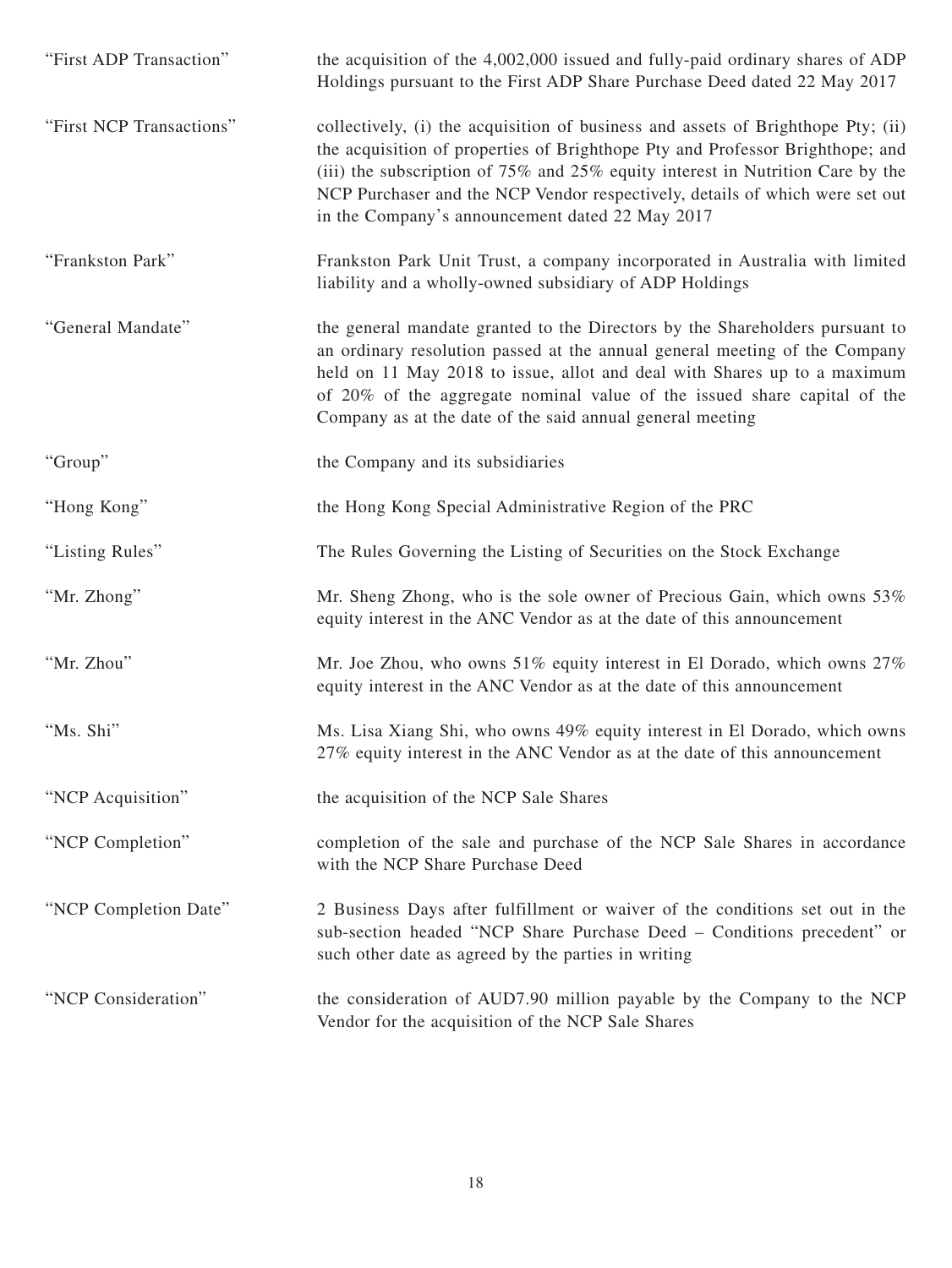| | |
|---|---|
| "First ADP Transaction" | the acquisition of the 4,002,000 issued and fully-paid ordinary shares of ADP Holdings pursuant to the First ADP Share Purchase Deed dated 22 May 2017 |
| "First NCP Transactions" | collectively, (i) the acquisition of business and assets of Brighthope Pty; (ii) the acquisition of properties of Brighthope Pty and Professor Brighthope; and (iii) the subscription of 75% and 25% equity interest in Nutrition Care by the NCP Purchaser and the NCP Vendor respectively, details of which were set out in the Company's announcement dated 22 May 2017 |
| "Frankston Park" | Frankston Park Unit Trust, a company incorporated in Australia with limited liability and a wholly-owned subsidiary of ADP Holdings |
| "General Mandate" | the general mandate granted to the Directors by the Shareholders pursuant to an ordinary resolution passed at the annual general meeting of the Company held on 11 May 2018 to issue, allot and deal with Shares up to a maximum of 20% of the aggregate nominal value of the issued share capital of the Company as at the date of the said annual general meeting |
| "Group" | the Company and its subsidiaries |
| "Hong Kong" | the Hong Kong Special Administrative Region of the PRC |
| "Listing Rules" | The Rules Governing the Listing of Securities on the Stock Exchange |
| "Mr. Zhong" | Mr. Sheng Zhong, who is the sole owner of Precious Gain, which owns 53% equity interest in the ANC Vendor as at the date of this announcement |
| "Mr. Zhou" | Mr. Joe Zhou, who owns 51% equity interest in El Dorado, which owns 27% equity interest in the ANC Vendor as at the date of this announcement |
| "Ms. Shi" | Ms. Lisa Xiang Shi, who owns 49% equity interest in El Dorado, which owns 27% equity interest in the ANC Vendor as at the date of this announcement |
| "NCP Acquisition" | the acquisition of the NCP Sale Shares |
| "NCP Completion" | completion of the sale and purchase of the NCP Sale Shares in accordance with the NCP Share Purchase Deed |
| "NCP Completion Date" | 2 Business Days after fulfillment or waiver of the conditions set out in the sub-section headed "NCP Share Purchase Deed – Conditions precedent" or such other date as agreed by the parties in writing |
| "NCP Consideration" | the consideration of AUD7.90 million payable by the Company to the NCP Vendor for the acquisition of the NCP Sale Shares |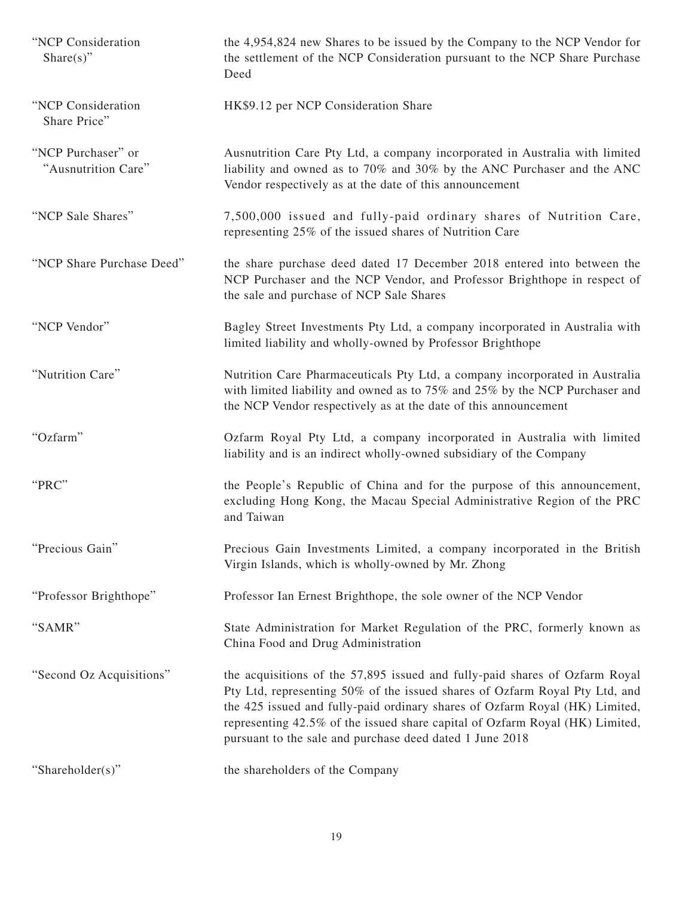| | |
|---|---|
| "NCP Consideration Share(s)" | the 4,954,824 new Shares to be issued by the Company to the NCP Vendor for the settlement of the NCP Consideration pursuant to the NCP Share Purchase Deed |
| "NCP Consideration Share Price" | HK$9.12 per NCP Consideration Share |
| "NCP Purchaser" or "Ausnutrition Care" | Ausnutrition Care Pty Ltd, a company incorporated in Australia with limited liability and owned as to 70% and 30% by the ANC Purchaser and the ANC Vendor respectively as at the date of this announcement |
| "NCP Sale Shares" | 7,500,000 issued and fully-paid ordinary shares of Nutrition Care, representing 25% of the issued shares of Nutrition Care |
| "NCP Share Purchase Deed" | the share purchase deed dated 17 December 2018 entered into between the NCP Purchaser and the NCP Vendor, and Professor Brighthope in respect of the sale and purchase of NCP Sale Shares |
| "NCP Vendor" | Bagley Street Investments Pty Ltd, a company incorporated in Australia with limited liability and wholly-owned by Professor Brighthope |
| "Nutrition Care" | Nutrition Care Pharmaceuticals Pty Ltd, a company incorporated in Australia with limited liability and owned as to 75% and 25% by the NCP Purchaser and the NCP Vendor respectively as at the date of this announcement |
| "Ozfarm" | Ozfarm Royal Pty Ltd, a company incorporated in Australia with limited liability and is an indirect wholly-owned subsidiary of the Company |
| "PRC" | the People's Republic of China and for the purpose of this announcement, excluding Hong Kong, the Macau Special Administrative Region of the PRC and Taiwan |
| "Precious Gain" | Precious Gain Investments Limited, a company incorporated in the British Virgin Islands, which is wholly-owned by Mr. Zhong |
| "Professor Brighthope" | Professor Ian Ernest Brighthope, the sole owner of the NCP Vendor |
| "SAMR" | State Administration for Market Regulation of the PRC, formerly known as China Food and Drug Administration |
| "Second Oz Acquisitions" | the acquisitions of the 57,895 issued and fully-paid shares of Ozfarm Royal Pty Ltd, representing 50% of the issued shares of Ozfarm Royal Pty Ltd, and the 425 issued and fully-paid ordinary shares of Ozfarm Royal (HK) Limited, representing 42.5% of the issued share capital of Ozfarm Royal (HK) Limited, pursuant to the sale and purchase deed dated 1 June 2018 |
| "Shareholder(s)" | the shareholders of the Company |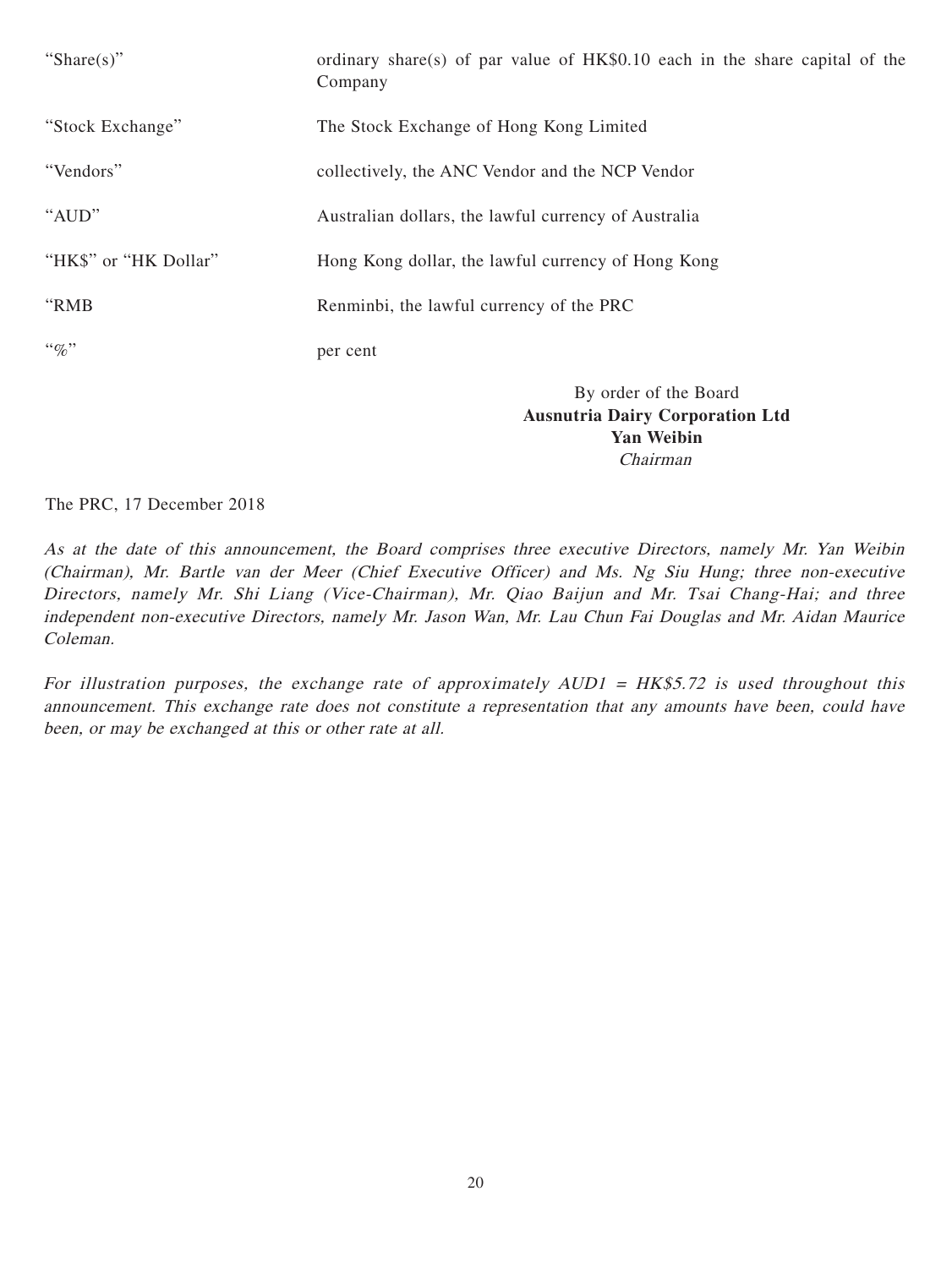| | |
|---|---|
| "Share(s)" | ordinary share(s) of par value of HK$0.10 each in the share capital of the Company |
| "Stock Exchange" | The Stock Exchange of Hong Kong Limited |
| "Vendors" | collectively, the ANC Vendor and the NCP Vendor |
| "AUD" | Australian dollars, the lawful currency of Australia |
| "HK$" or "HK Dollar" | Hong Kong dollar, the lawful currency of Hong Kong |
| "RMB | Renminbi, the lawful currency of the PRC |
| "%" | per cent |

By order of the Board
**Ausnutria Dairy Corporation Ltd**
**Yan Weibin**
*Chairman*

The PRC, 17 December 2018

*As at the date of this announcement, the Board comprises three executive Directors, namely Mr. Yan Weibin (Chairman), Mr. Bartle van der Meer (Chief Executive Officer) and Ms. Ng Siu Hung; three non-executive Directors, namely Mr. Shi Liang (Vice-Chairman), Mr. Qiao Baijun and Mr. Tsai Chang-Hai; and three independent non-executive Directors, namely Mr. Jason Wan, Mr. Lau Chun Fai Douglas and Mr. Aidan Maurice Coleman.*

*For illustration purposes, the exchange rate of approximately AUD1 = HK$5.72 is used throughout this announcement. This exchange rate does not constitute a representation that any amounts have been, could have been, or may be exchanged at this or other rate at all.*